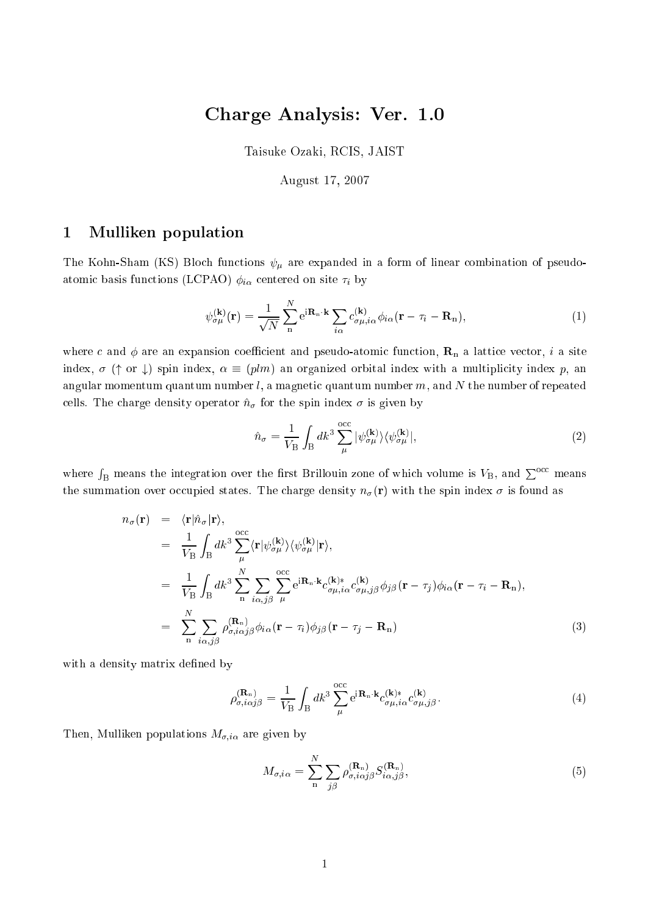# Charge Analysis: Ver. 1.0

Taisuke Ozaki, RCIS, JAIST

August 17, 2007

## 1 Mulliken population

The Kohn-Sham (KS) Bloch functions $\psi_\mu$ are expanded in a form of linear combination of pseudo-atomic basis functions (LCPAO) $\phi_{i\alpha}$ centered on site $\tau_i$ by

$$\psi_{\sigma\mu}^{(\mathbf{k})}(\mathbf{r}) = \frac{1}{\sqrt{N}} \sum_{\mathrm{n}}^{N} \mathrm{e}^{\mathrm{i}\mathbf{R}_{\mathrm{n}}\cdot\mathbf{k}} \sum_{i\alpha} c_{\sigma\mu,i\alpha}^{(\mathbf{k})} \phi_{i\alpha}(\mathbf{r} - \tau_i - \mathbf{R}_{\mathrm{n}}), \tag{1}$$

where $c$ and $\phi$ are an expansion coefficient and pseudo-atomic function, $\mathbf{R}_{\mathrm{n}}$ a lattice vector, $i$ a site index, $\sigma$ ($\uparrow$ or $\downarrow$) spin index, $\alpha \equiv (plm)$ an organized orbital index with a multiplicity index $p$, an angular momentum quantum number $l$, a magnetic quantum number $m$, and $N$ the number of repeated cells. The charge density operator $\hat{n}_\sigma$ for the spin index $\sigma$ is given by

$$\hat{n}_\sigma = \frac{1}{V_{\mathrm{B}}} \int_{\mathrm{B}} dk^3 \sum_{\mu}^{\mathrm{occ}} |\psi_{\sigma\mu}^{(\mathbf{k})}\rangle\langle\psi_{\sigma\mu}^{(\mathbf{k})}|, \tag{2}$$

where $\int_{\mathrm{B}}$ means the integration over the first Brillouin zone of which volume is $V_{\mathrm{B}}$, and $\sum^{\mathrm{occ}}$ means the summation over occupied states. The charge density $n_\sigma(\mathbf{r})$ with the spin index $\sigma$ is found as

$$\begin{aligned}
n_\sigma(\mathbf{r}) &= \langle \mathbf{r}|\hat{n}_\sigma|\mathbf{r}\rangle, \\
&= \frac{1}{V_{\mathrm{B}}} \int_{\mathrm{B}} dk^3 \sum_{\mu}^{\mathrm{occ}} \langle \mathbf{r}|\psi_{\sigma\mu}^{(\mathbf{k})}\rangle\langle\psi_{\sigma\mu}^{(\mathbf{k})}|\mathbf{r}\rangle, \\
&= \frac{1}{V_{\mathrm{B}}} \int_{\mathrm{B}} dk^3 \sum_{\mathrm{n}}^{N} \sum_{i\alpha,j\beta} \sum_{\mu}^{\mathrm{occ}} \mathrm{e}^{\mathrm{i}\mathbf{R}_{\mathrm{n}}\cdot\mathbf{k}} c_{\sigma\mu,i\alpha}^{(\mathbf{k})*} c_{\sigma\mu,j\beta}^{(\mathbf{k})} \phi_{j\beta}(\mathbf{r} - \tau_j)\phi_{i\alpha}(\mathbf{r} - \tau_i - \mathbf{R}_{\mathrm{n}}), \\
&= \sum_{\mathrm{n}}^{N} \sum_{i\alpha,j\beta} \rho_{\sigma,i\alpha j\beta}^{(\mathbf{R}_{\mathrm{n}})} \phi_{i\alpha}(\mathbf{r} - \tau_i)\phi_{j\beta}(\mathbf{r} - \tau_j - \mathbf{R}_{\mathrm{n}})
\end{aligned} \tag{3}$$

with a density matrix defined by

$$\rho_{\sigma,i\alpha j\beta}^{(\mathbf{R}_{\mathrm{n}})} = \frac{1}{V_{\mathrm{B}}} \int_{\mathrm{B}} dk^3 \sum_{\mu}^{\mathrm{occ}} \mathrm{e}^{\mathrm{i}\mathbf{R}_{\mathrm{n}}\cdot\mathbf{k}} c_{\sigma\mu,i\alpha}^{(\mathbf{k})*} c_{\sigma\mu,j\beta}^{(\mathbf{k})}. \tag{4}$$

Then, Mulliken populations $M_{\sigma,i\alpha}$ are given by

$$M_{\sigma,i\alpha} = \sum_{\mathrm{n}}^{N} \sum_{j\beta} \rho_{\sigma,i\alpha j\beta}^{(\mathbf{R}_{\mathrm{n}})} S_{i\alpha,j\beta}^{(\mathbf{R}_{\mathrm{n}})}, \tag{5}$$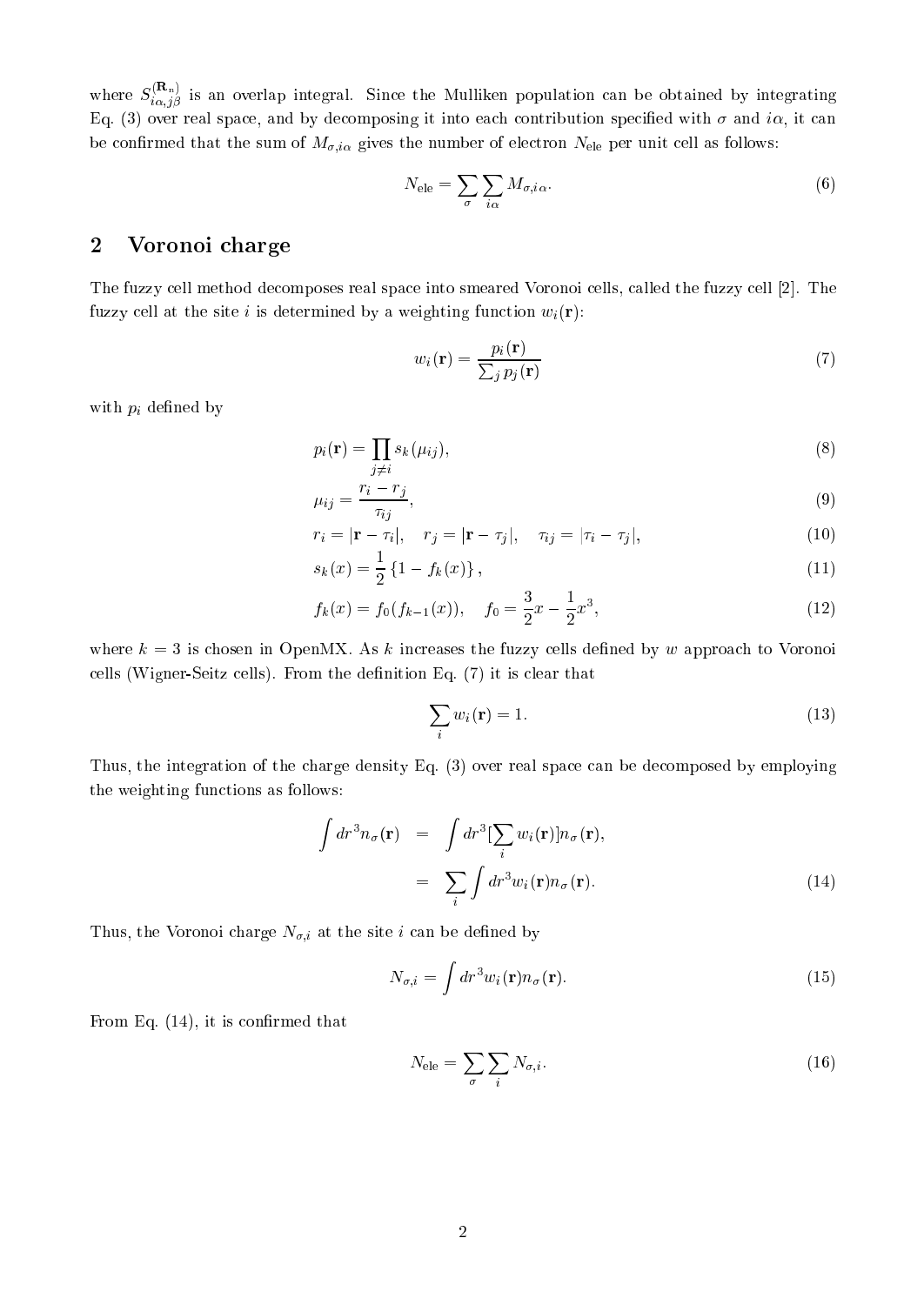where $S_{i\alpha,j\beta}^{(\mathbf{R}_n)}$ is an overlap integral. Since the Mulliken population can be obtained by integrating Eq. (3) over real space, and by decomposing it into each contribution specified with $\sigma$ and $i\alpha$, it can be confirmed that the sum of $M_{\sigma,i\alpha}$ gives the number of electron $N_{\rm ele}$ per unit cell as follows:

$$N_{\rm ele} = \sum_{\sigma} \sum_{i\alpha} M_{\sigma,i\alpha}. \tag{6}$$

## 2 Voronoi charge

The fuzzy cell method decomposes real space into smeared Voronoi cells, called the fuzzy cell [2]. The fuzzy cell at the site $i$ is determined by a weighting function $w_i(\mathbf{r})$:

$$w_i(\mathbf{r}) = \frac{p_i(\mathbf{r})}{\sum_j p_j(\mathbf{r})} \tag{7}$$

with $p_i$ defined by

$$p_i(\mathbf{r}) = \prod_{j \neq i} s_k(\mu_{ij}), \tag{8}$$

$$\mu_{ij} = \frac{r_i - r_j}{\tau_{ij}}, \tag{9}$$

$$r_i = |\mathbf{r} - \tau_i|, \quad r_j = |\mathbf{r} - \tau_j|, \quad \tau_{ij} = |\tau_i - \tau_j|, \tag{10}$$

$$s_k(x) = \frac{1}{2}\left\{1 - f_k(x)\right\}, \tag{11}$$

$$f_k(x) = f_0(f_{k-1}(x)), \quad f_0 = \frac{3}{2}x - \frac{1}{2}x^3, \tag{12}$$

where $k = 3$ is chosen in OpenMX. As $k$ increases the fuzzy cells defined by $w$ approach to Voronoi cells (Wigner-Seitz cells). From the definition Eq. (7) it is clear that

$$\sum_i w_i(\mathbf{r}) = 1. \tag{13}$$

Thus, the integration of the charge density Eq. (3) over real space can be decomposed by employing the weighting functions as follows:

$$\begin{aligned}
\int dr^3 n_\sigma(\mathbf{r}) &= \int dr^3 [\sum_i w_i(\mathbf{r})] n_\sigma(\mathbf{r}), \\
&= \sum_i \int dr^3 w_i(\mathbf{r}) n_\sigma(\mathbf{r}).
\end{aligned} \tag{14}$$

Thus, the Voronoi charge $N_{\sigma,i}$ at the site $i$ can be defined by

$$N_{\sigma,i} = \int dr^3 w_i(\mathbf{r}) n_\sigma(\mathbf{r}). \tag{15}$$

From Eq. (14), it is confirmed that

$$N_{\rm ele} = \sum_{\sigma} \sum_{i} N_{\sigma,i}. \tag{16}$$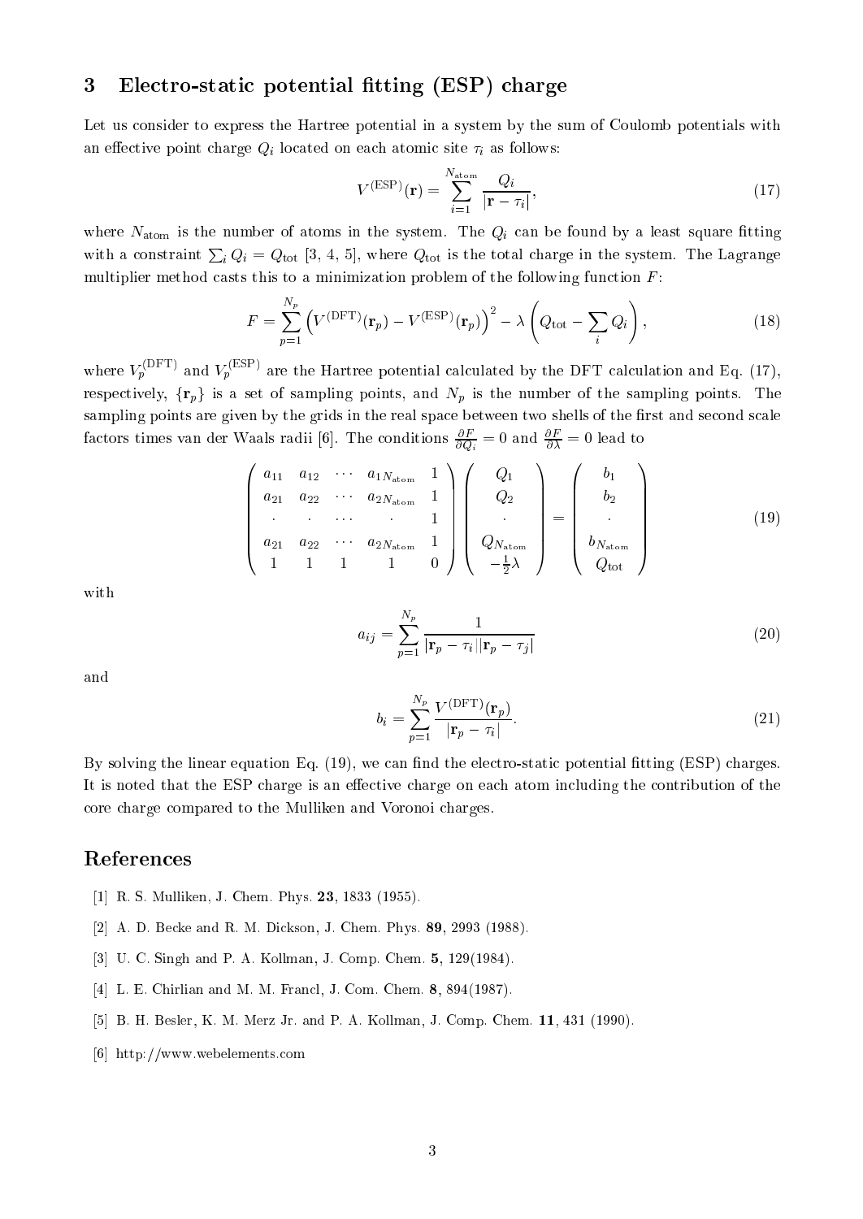## 3 Electro-static potential fitting (ESP) charge

Let us consider to express the Hartree potential in a system by the sum of Coulomb potentials with an effective point charge $Q_i$ located on each atomic site $\tau_i$ as follows:

$$
V^{(\mathrm{ESP})}(\mathbf{r}) = \sum_{i=1}^{N_{\mathrm{atom}}} \frac{Q_i}{|\mathbf{r} - \tau_i|}, \tag{17}
$$

where $N_{\mathrm{atom}}$ is the number of atoms in the system. The $Q_i$ can be found by a least square fitting with a constraint $\sum_i Q_i = Q_{\mathrm{tot}}$ [3, 4, 5], where $Q_{\mathrm{tot}}$ is the total charge in the system. The Lagrange multiplier method casts this to a minimization problem of the following function $F$:

$$
F = \sum_{p=1}^{N_p} \left( V^{(\mathrm{DFT})}(\mathbf{r}_p) - V^{(\mathrm{ESP})}(\mathbf{r}_p) \right)^2 - \lambda \left( Q_{\mathrm{tot}} - \sum_i Q_i \right), \tag{18}
$$

where $V_p^{(\mathrm{DFT})}$ and $V_p^{(\mathrm{ESP})}$ are the Hartree potential calculated by the DFT calculation and Eq. (17), respectively, $\{\mathbf{r}_p\}$ is a set of sampling points, and $N_p$ is the number of the sampling points. The sampling points are given by the grids in the real space between two shells of the first and second scale factors times van der Waals radii [6]. The conditions $\frac{\partial F}{\partial Q_i} = 0$ and $\frac{\partial F}{\partial \lambda} = 0$ lead to

$$
\begin{pmatrix}
a_{11} & a_{12} & \cdots & a_{1N_{\mathrm{atom}}} & 1 \\
a_{21} & a_{22} & \cdots & a_{2N_{\mathrm{atom}}} & 1 \\
\cdot & \cdot & \cdots & \cdot & 1 \\
a_{21} & a_{22} & \cdots & a_{2N_{\mathrm{atom}}} & 1 \\
1 & 1 & 1 & 1 & 0
\end{pmatrix}
\begin{pmatrix}
Q_1 \\
Q_2 \\
\cdot \\
Q_{N_{\mathrm{atom}}} \\
-\frac{1}{2}\lambda
\end{pmatrix}
=
\begin{pmatrix}
b_1 \\
b_2 \\
\cdot \\
b_{N_{\mathrm{atom}}} \\
Q_{\mathrm{tot}}
\end{pmatrix} \tag{19}
$$

with

$$
a_{ij} = \sum_{p=1}^{N_p} \frac{1}{|\mathbf{r}_p - \tau_i||\mathbf{r}_p - \tau_j|} \tag{20}
$$

and

$$
b_i = \sum_{p=1}^{N_p} \frac{V^{(\mathrm{DFT})}(\mathbf{r}_p)}{|\mathbf{r}_p - \tau_i|}. \tag{21}
$$

By solving the linear equation Eq. (19), we can find the electro-static potential fitting (ESP) charges. It is noted that the ESP charge is an effective charge on each atom including the contribution of the core charge compared to the Mulliken and Voronoi charges.

## References

[1] R. S. Mulliken, J. Chem. Phys. **23**, 1833 (1955).

[2] A. D. Becke and R. M. Dickson, J. Chem. Phys. **89**, 2993 (1988).

[3] U. C. Singh and P. A. Kollman, J. Comp. Chem. **5**, 129(1984).

[4] L. E. Chirlian and M. M. Francl, J. Com. Chem. **8**, 894(1987).

[5] B. H. Besler, K. M. Merz Jr. and P. A. Kollman, J. Comp. Chem. **11**, 431 (1990).

[6] http://www.webelements.com